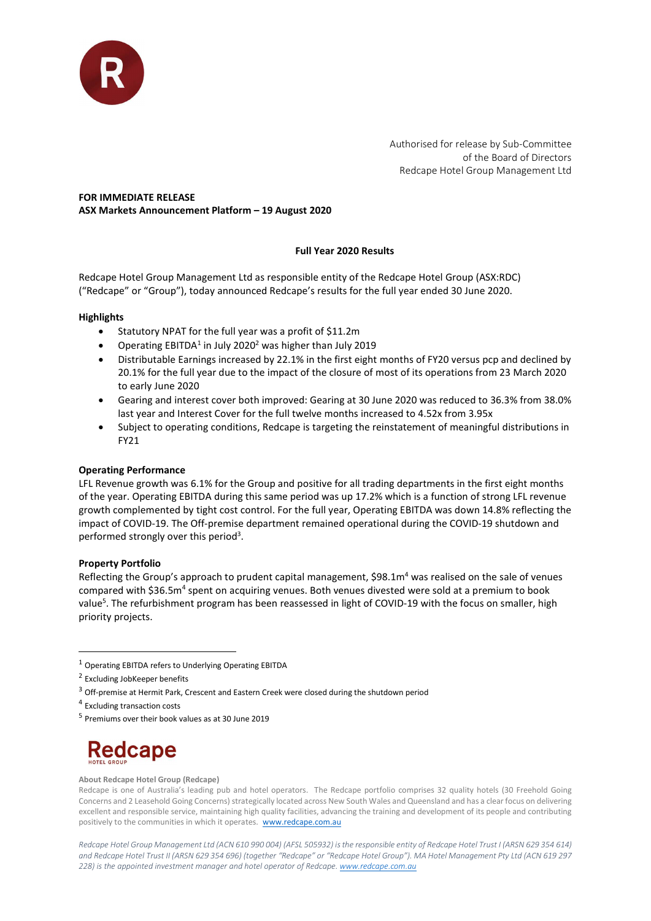Authorised for release by Sub-Committee
of the Board of Directors
Redcape Hotel Group Management Ltd

**FOR IMMEDIATE RELEASE**
**ASX Markets Announcement Platform – 19 August 2020**

## Full Year 2020 Results

Redcape Hotel Group Management Ltd as responsible entity of the Redcape Hotel Group (ASX:RDC) ("Redcape" or "Group"), today announced Redcape's results for the full year ended 30 June 2020.

### Highlights

- Statutory NPAT for the full year was a profit of $11.2m
- Operating EBITDA[1] in July 2020[2] was higher than July 2019
- Distributable Earnings increased by 22.1% in the first eight months of FY20 versus pcp and declined by 20.1% for the full year due to the impact of the closure of most of its operations from 23 March 2020 to early June 2020
- Gearing and interest cover both improved: Gearing at 30 June 2020 was reduced to 36.3% from 38.0% last year and Interest Cover for the full twelve months increased to 4.52x from 3.95x
- Subject to operating conditions, Redcape is targeting the reinstatement of meaningful distributions in FY21

### Operating Performance

LFL Revenue growth was 6.1% for the Group and positive for all trading departments in the first eight months of the year. Operating EBITDA during this same period was up 17.2% which is a function of strong LFL revenue growth complemented by tight cost control. For the full year, Operating EBITDA was down 14.8% reflecting the impact of COVID-19. The Off-premise department remained operational during the COVID-19 shutdown and performed strongly over this period[3].

### Property Portfolio

Reflecting the Group's approach to prudent capital management, $98.1m[4] was realised on the sale of venues compared with $36.5m[4] spent on acquiring venues. Both venues divested were sold at a premium to book value[5]. The refurbishment program has been reassessed in light of COVID-19 with the focus on smaller, high priority projects.

---

[1] Operating EBITDA refers to Underlying Operating EBITDA

[2] Excluding JobKeeper benefits

[3] Off-premise at Hermit Park, Crescent and Eastern Creek were closed during the shutdown period

[4] Excluding transaction costs

[5] Premiums over their book values as at 30 June 2019

**Redcape** HOTEL GROUP

**About Redcape Hotel Group (Redcape)**

Redcape is one of Australia's leading pub and hotel operators. The Redcape portfolio comprises 32 quality hotels (30 Freehold Going Concerns and 2 Leasehold Going Concerns) strategically located across New South Wales and Queensland and has a clear focus on delivering excellent and responsible service, maintaining high quality facilities, advancing the training and development of its people and contributing positively to the communities in which it operates. www.redcape.com.au

*Redcape Hotel Group Management Ltd (ACN 610 990 004) (AFSL 505932) is the responsible entity of Redcape Hotel Trust I (ARSN 629 354 614) and Redcape Hotel Trust II (ARSN 629 354 696) (together "Redcape" or "Redcape Hotel Group"). MA Hotel Management Pty Ltd (ACN 619 297 228) is the appointed investment manager and hotel operator of Redcape. www.redcape.com.au*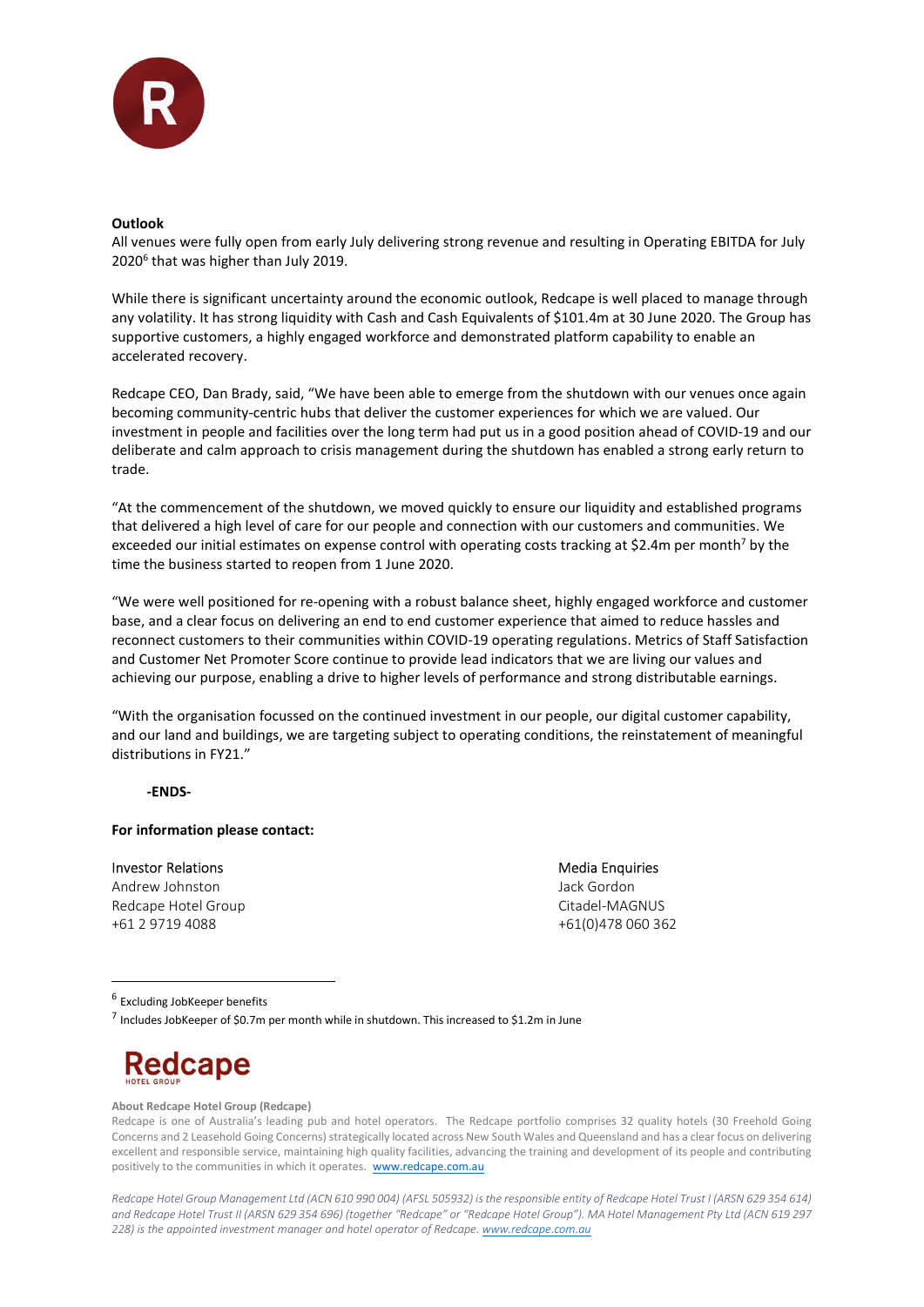**Outlook**

All venues were fully open from early July delivering strong revenue and resulting in Operating EBITDA for July 2020[6] that was higher than July 2019.

While there is significant uncertainty around the economic outlook, Redcape is well placed to manage through any volatility. It has strong liquidity with Cash and Cash Equivalents of $101.4m at 30 June 2020. The Group has supportive customers, a highly engaged workforce and demonstrated platform capability to enable an accelerated recovery.

Redcape CEO, Dan Brady, said, "We have been able to emerge from the shutdown with our venues once again becoming community-centric hubs that deliver the customer experiences for which we are valued. Our investment in people and facilities over the long term had put us in a good position ahead of COVID-19 and our deliberate and calm approach to crisis management during the shutdown has enabled a strong early return to trade.

"At the commencement of the shutdown, we moved quickly to ensure our liquidity and established programs that delivered a high level of care for our people and connection with our customers and communities. We exceeded our initial estimates on expense control with operating costs tracking at $2.4m per month[7] by the time the business started to reopen from 1 June 2020.

"We were well positioned for re-opening with a robust balance sheet, highly engaged workforce and customer base, and a clear focus on delivering an end to end customer experience that aimed to reduce hassles and reconnect customers to their communities within COVID-19 operating regulations. Metrics of Staff Satisfaction and Customer Net Promoter Score continue to provide lead indicators that we are living our values and achieving our purpose, enabling a drive to higher levels of performance and strong distributable earnings.

"With the organisation focussed on the continued investment in our people, our digital customer capability, and our land and buildings, we are targeting subject to operating conditions, the reinstatement of meaningful distributions in FY21."

**-ENDS-**

**For information please contact:**

Investor Relations
Andrew Johnston
Redcape Hotel Group
+61 2 9719 4088

Media Enquiries
Jack Gordon
Citadel-MAGNUS
+61(0)478 060 362

[6] Excluding JobKeeper benefits

[7] Includes JobKeeper of $0.7m per month while in shutdown. This increased to $1.2m in June

**About Redcape Hotel Group (Redcape)**

Redcape is one of Australia's leading pub and hotel operators. The Redcape portfolio comprises 32 quality hotels (30 Freehold Going Concerns and 2 Leasehold Going Concerns) strategically located across New South Wales and Queensland and has a clear focus on delivering excellent and responsible service, maintaining high quality facilities, advancing the training and development of its people and contributing positively to the communities in which it operates. www.redcape.com.au

*Redcape Hotel Group Management Ltd (ACN 610 990 004) (AFSL 505932) is the responsible entity of Redcape Hotel Trust I (ARSN 629 354 614) and Redcape Hotel Trust II (ARSN 629 354 696) (together "Redcape" or "Redcape Hotel Group"). MA Hotel Management Pty Ltd (ACN 619 297 228) is the appointed investment manager and hotel operator of Redcape. www.redcape.com.au*